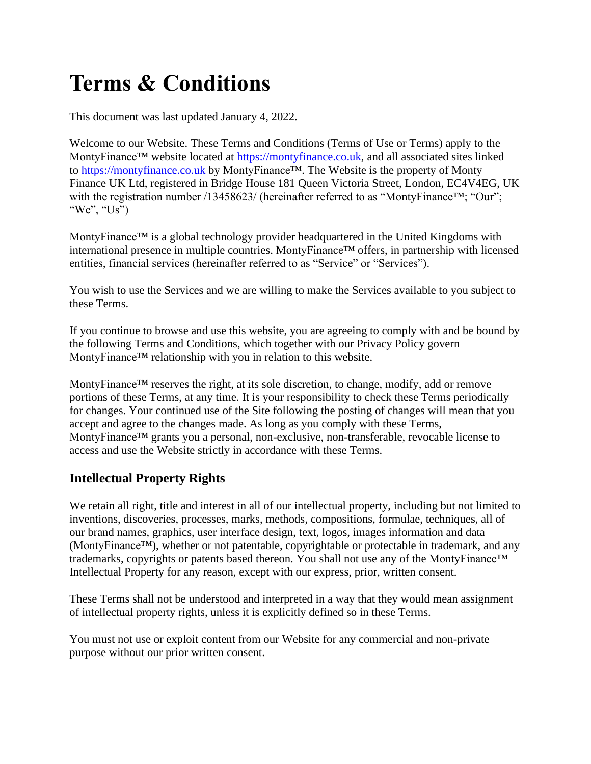# Terms & Conditions

This document was last updated January 4, 2022.

Welcome to our Website. These Terms and Conditions (Terms of Use or Terms) apply to the MontyFinance™ website located at https://montyfinance.co.uk, and all associated sites linked to https://montyfinance.co.uk by MontyFinance™. The Website is the property of Monty Finance UK Ltd, registered in Bridge House 181 Queen Victoria Street, London, EC4V4EG, UK with the registration number /13458623/ (hereinafter referred to as "MontyFinance™; "Our"; "We", "Us")

MontyFinance™ is a global technology provider headquartered in the United Kingdoms with international presence in multiple countries. MontyFinance™ offers, in partnership with licensed entities, financial services (hereinafter referred to as "Service" or "Services").

You wish to use the Services and we are willing to make the Services available to you subject to these Terms.

If you continue to browse and use this website, you are agreeing to comply with and be bound by the following Terms and Conditions, which together with our Privacy Policy govern MontyFinance™ relationship with you in relation to this website.

MontyFinance™ reserves the right, at its sole discretion, to change, modify, add or remove portions of these Terms, at any time. It is your responsibility to check these Terms periodically for changes. Your continued use of the Site following the posting of changes will mean that you accept and agree to the changes made. As long as you comply with these Terms, MontyFinance™ grants you a personal, non-exclusive, non-transferable, revocable license to access and use the Website strictly in accordance with these Terms.

## Intellectual Property Rights

We retain all right, title and interest in all of our intellectual property, including but not limited to inventions, discoveries, processes, marks, methods, compositions, formulae, techniques, all of our brand names, graphics, user interface design, text, logos, images information and data (MontyFinance™), whether or not patentable, copyrightable or protectable in trademark, and any trademarks, copyrights or patents based thereon. You shall not use any of the MontyFinance™ Intellectual Property for any reason, except with our express, prior, written consent.

These Terms shall not be understood and interpreted in a way that they would mean assignment of intellectual property rights, unless it is explicitly defined so in these Terms.

You must not use or exploit content from our Website for any commercial and non-private purpose without our prior written consent.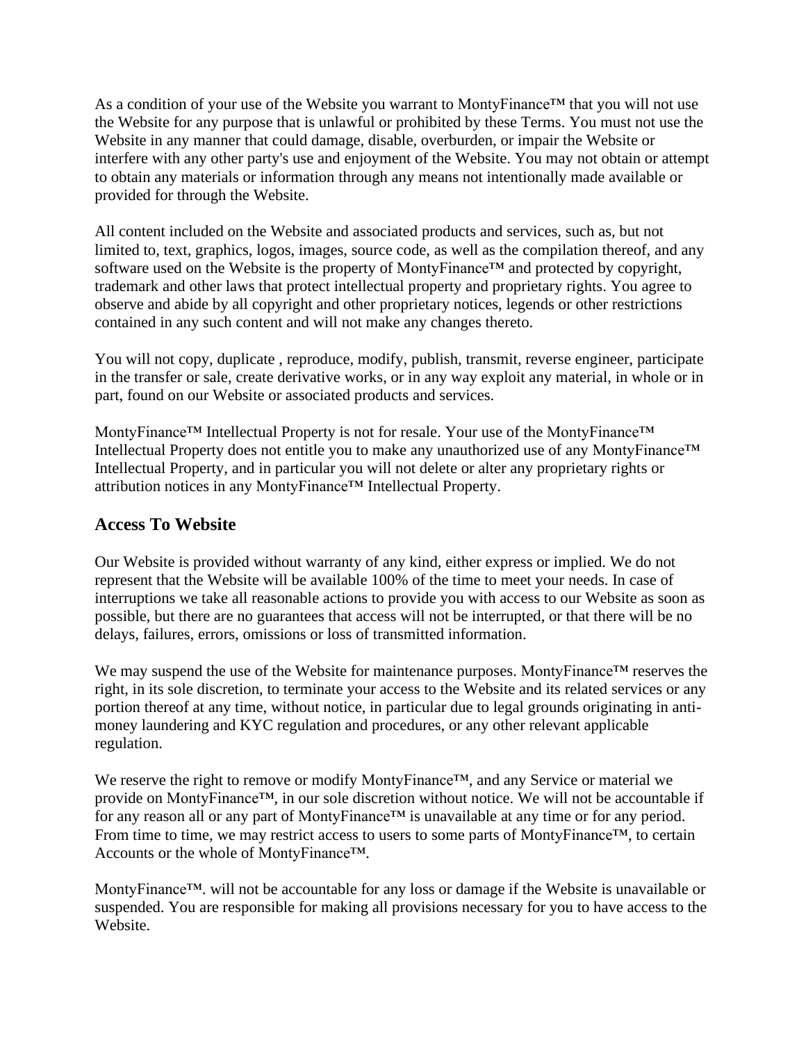As a condition of your use of the Website you warrant to MontyFinance™ that you will not use the Website for any purpose that is unlawful or prohibited by these Terms. You must not use the Website in any manner that could damage, disable, overburden, or impair the Website or interfere with any other party's use and enjoyment of the Website. You may not obtain or attempt to obtain any materials or information through any means not intentionally made available or provided for through the Website.

All content included on the Website and associated products and services, such as, but not limited to, text, graphics, logos, images, source code, as well as the compilation thereof, and any software used on the Website is the property of MontyFinance™ and protected by copyright, trademark and other laws that protect intellectual property and proprietary rights. You agree to observe and abide by all copyright and other proprietary notices, legends or other restrictions contained in any such content and will not make any changes thereto.

You will not copy, duplicate , reproduce, modify, publish, transmit, reverse engineer, participate in the transfer or sale, create derivative works, or in any way exploit any material, in whole or in part, found on our Website or associated products and services.

MontyFinance™ Intellectual Property is not for resale. Your use of the MontyFinance™ Intellectual Property does not entitle you to make any unauthorized use of any MontyFinance™ Intellectual Property, and in particular you will not delete or alter any proprietary rights or attribution notices in any MontyFinance™ Intellectual Property.

## Access To Website

Our Website is provided without warranty of any kind, either express or implied. We do not represent that the Website will be available 100% of the time to meet your needs. In case of interruptions we take all reasonable actions to provide you with access to our Website as soon as possible, but there are no guarantees that access will not be interrupted, or that there will be no delays, failures, errors, omissions or loss of transmitted information.

We may suspend the use of the Website for maintenance purposes. MontyFinance™ reserves the right, in its sole discretion, to terminate your access to the Website and its related services or any portion thereof at any time, without notice, in particular due to legal grounds originating in anti-money laundering and KYC regulation and procedures, or any other relevant applicable regulation.

We reserve the right to remove or modify MontyFinance™, and any Service or material we provide on MontyFinance™, in our sole discretion without notice. We will not be accountable if for any reason all or any part of MontyFinance™ is unavailable at any time or for any period. From time to time, we may restrict access to users to some parts of MontyFinance™, to certain Accounts or the whole of MontyFinance™.

MontyFinance™. will not be accountable for any loss or damage if the Website is unavailable or suspended. You are responsible for making all provisions necessary for you to have access to the Website.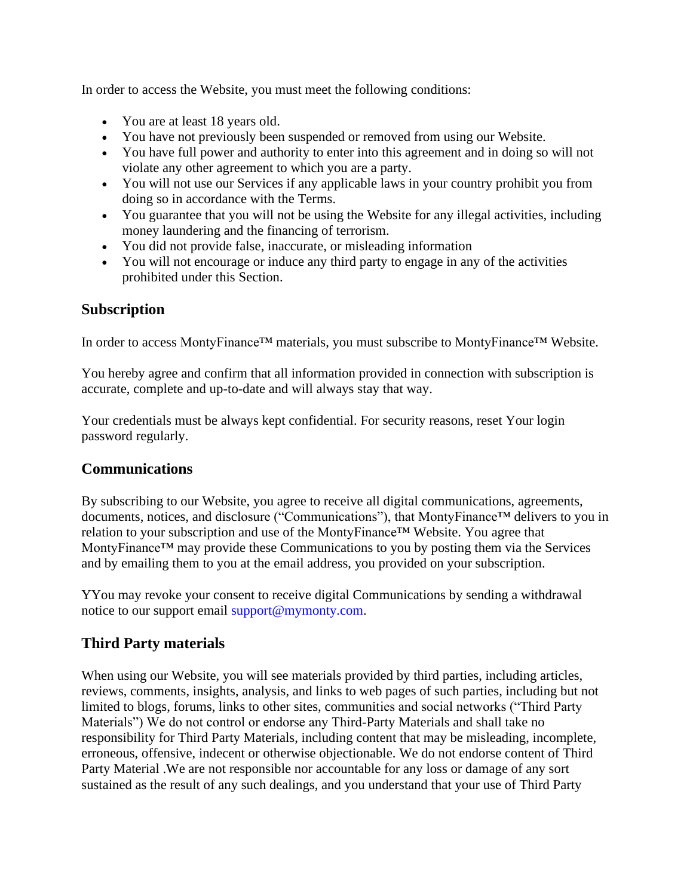In order to access the Website, you must meet the following conditions:

- You are at least 18 years old.
- You have not previously been suspended or removed from using our Website.
- You have full power and authority to enter into this agreement and in doing so will not violate any other agreement to which you are a party.
- You will not use our Services if any applicable laws in your country prohibit you from doing so in accordance with the Terms.
- You guarantee that you will not be using the Website for any illegal activities, including money laundering and the financing of terrorism.
- You did not provide false, inaccurate, or misleading information
- You will not encourage or induce any third party to engage in any of the activities prohibited under this Section.

## Subscription

In order to access MontyFinance™ materials, you must subscribe to MontyFinance™ Website.

You hereby agree and confirm that all information provided in connection with subscription is accurate, complete and up-to-date and will always stay that way.

Your credentials must be always kept confidential. For security reasons, reset Your login password regularly.

## Communications

By subscribing to our Website, you agree to receive all digital communications, agreements, documents, notices, and disclosure ("Communications"), that MontyFinance™ delivers to you in relation to your subscription and use of the MontyFinance™ Website. You agree that MontyFinance™ may provide these Communications to you by posting them via the Services and by emailing them to you at the email address, you provided on your subscription.

YYou may revoke your consent to receive digital Communications by sending a withdrawal notice to our support email support@mymonty.com.

## Third Party materials

When using our Website, you will see materials provided by third parties, including articles, reviews, comments, insights, analysis, and links to web pages of such parties, including but not limited to blogs, forums, links to other sites, communities and social networks ("Third Party Materials") We do not control or endorse any Third-Party Materials and shall take no responsibility for Third Party Materials, including content that may be misleading, incomplete, erroneous, offensive, indecent or otherwise objectionable. We do not endorse content of Third Party Material .We are not responsible nor accountable for any loss or damage of any sort sustained as the result of any such dealings, and you understand that your use of Third Party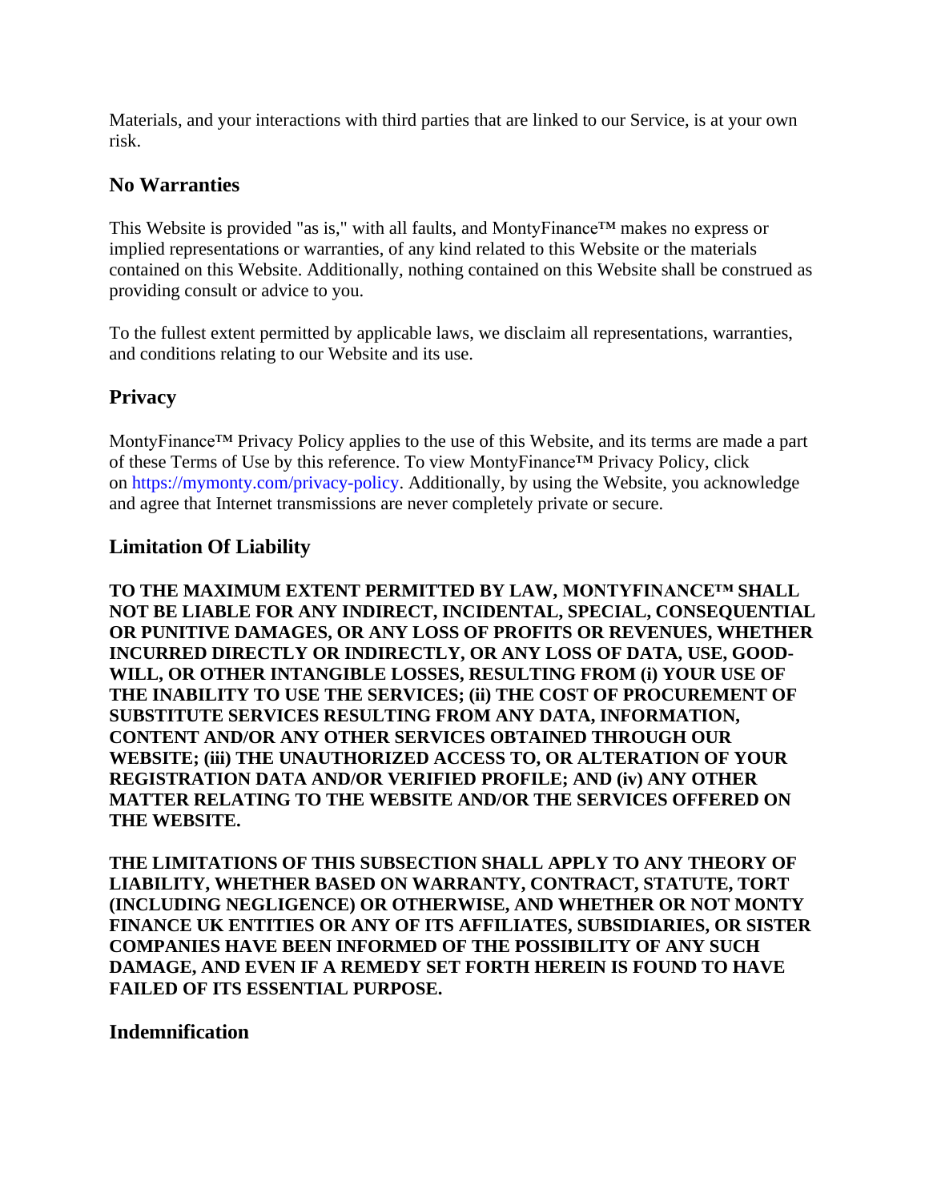Materials, and your interactions with third parties that are linked to our Service, is at your own risk.

### No Warranties

This Website is provided "as is," with all faults, and MontyFinance™ makes no express or implied representations or warranties, of any kind related to this Website or the materials contained on this Website. Additionally, nothing contained on this Website shall be construed as providing consult or advice to you.

To the fullest extent permitted by applicable laws, we disclaim all representations, warranties, and conditions relating to our Website and its use.

### Privacy

MontyFinance™ Privacy Policy applies to the use of this Website, and its terms are made a part of these Terms of Use by this reference. To view MontyFinance™ Privacy Policy, click on https://mymonty.com/privacy-policy. Additionally, by using the Website, you acknowledge and agree that Internet transmissions are never completely private or secure.

### Limitation Of Liability

**TO THE MAXIMUM EXTENT PERMITTED BY LAW, MONTYFINANCE™ SHALL NOT BE LIABLE FOR ANY INDIRECT, INCIDENTAL, SPECIAL, CONSEQUENTIAL OR PUNITIVE DAMAGES, OR ANY LOSS OF PROFITS OR REVENUES, WHETHER INCURRED DIRECTLY OR INDIRECTLY, OR ANY LOSS OF DATA, USE, GOOD-WILL, OR OTHER INTANGIBLE LOSSES, RESULTING FROM (i) YOUR USE OF THE INABILITY TO USE THE SERVICES; (ii) THE COST OF PROCUREMENT OF SUBSTITUTE SERVICES RESULTING FROM ANY DATA, INFORMATION, CONTENT AND/OR ANY OTHER SERVICES OBTAINED THROUGH OUR WEBSITE; (iii) THE UNAUTHORIZED ACCESS TO, OR ALTERATION OF YOUR REGISTRATION DATA AND/OR VERIFIED PROFILE; AND (iv) ANY OTHER MATTER RELATING TO THE WEBSITE AND/OR THE SERVICES OFFERED ON THE WEBSITE.**

**THE LIMITATIONS OF THIS SUBSECTION SHALL APPLY TO ANY THEORY OF LIABILITY, WHETHER BASED ON WARRANTY, CONTRACT, STATUTE, TORT (INCLUDING NEGLIGENCE) OR OTHERWISE, AND WHETHER OR NOT MONTY FINANCE UK ENTITIES OR ANY OF ITS AFFILIATES, SUBSIDIARIES, OR SISTER COMPANIES HAVE BEEN INFORMED OF THE POSSIBILITY OF ANY SUCH DAMAGE, AND EVEN IF A REMEDY SET FORTH HEREIN IS FOUND TO HAVE FAILED OF ITS ESSENTIAL PURPOSE.**

### Indemnification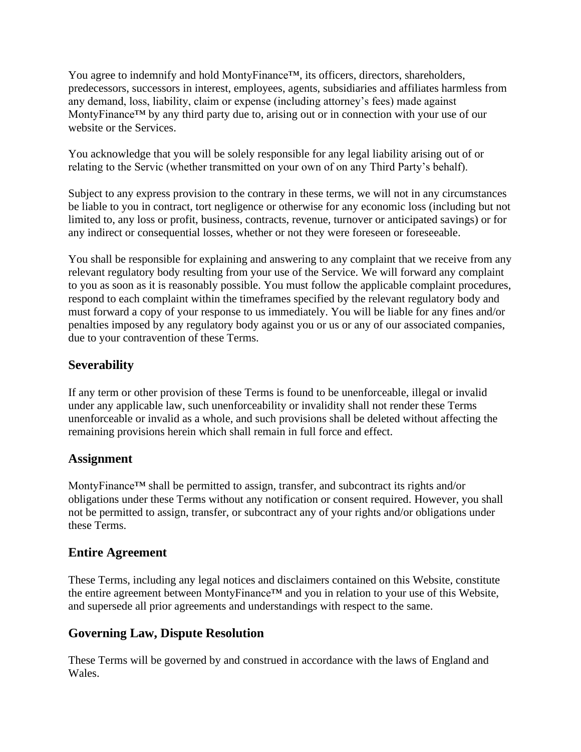You agree to indemnify and hold MontyFinance™, its officers, directors, shareholders, predecessors, successors in interest, employees, agents, subsidiaries and affiliates harmless from any demand, loss, liability, claim or expense (including attorney's fees) made against MontyFinance™ by any third party due to, arising out or in connection with your use of our website or the Services.

You acknowledge that you will be solely responsible for any legal liability arising out of or relating to the Servic (whether transmitted on your own of on any Third Party's behalf).

Subject to any express provision to the contrary in these terms, we will not in any circumstances be liable to you in contract, tort negligence or otherwise for any economic loss (including but not limited to, any loss or profit, business, contracts, revenue, turnover or anticipated savings) or for any indirect or consequential losses, whether or not they were foreseen or foreseeable.

You shall be responsible for explaining and answering to any complaint that we receive from any relevant regulatory body resulting from your use of the Service. We will forward any complaint to you as soon as it is reasonably possible. You must follow the applicable complaint procedures, respond to each complaint within the timeframes specified by the relevant regulatory body and must forward a copy of your response to us immediately. You will be liable for any fines and/or penalties imposed by any regulatory body against you or us or any of our associated companies, due to your contravention of these Terms.

## Severability

If any term or other provision of these Terms is found to be unenforceable, illegal or invalid under any applicable law, such unenforceability or invalidity shall not render these Terms unenforceable or invalid as a whole, and such provisions shall be deleted without affecting the remaining provisions herein which shall remain in full force and effect.

## Assignment

MontyFinance™ shall be permitted to assign, transfer, and subcontract its rights and/or obligations under these Terms without any notification or consent required. However, you shall not be permitted to assign, transfer, or subcontract any of your rights and/or obligations under these Terms.

## Entire Agreement

These Terms, including any legal notices and disclaimers contained on this Website, constitute the entire agreement between MontyFinance™ and you in relation to your use of this Website, and supersede all prior agreements and understandings with respect to the same.

## Governing Law, Dispute Resolution

These Terms will be governed by and construed in accordance with the laws of England and Wales.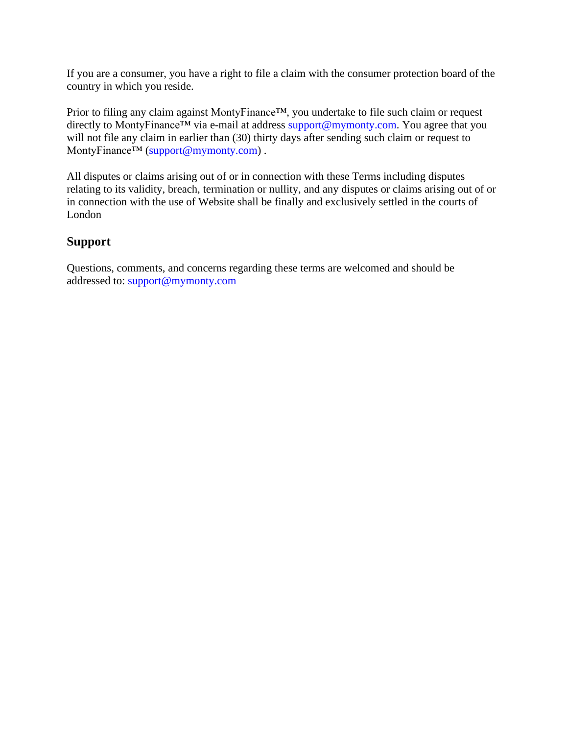If you are a consumer, you have a right to file a claim with the consumer protection board of the country in which you reside.

Prior to filing any claim against MontyFinance™, you undertake to file such claim or request directly to MontyFinance™ via e-mail at address support@mymonty.com. You agree that you will not file any claim in earlier than (30) thirty days after sending such claim or request to MontyFinance™ (support@mymonty.com) .

All disputes or claims arising out of or in connection with these Terms including disputes relating to its validity, breach, termination or nullity, and any disputes or claims arising out of or in connection with the use of Website shall be finally and exclusively settled in the courts of London

## Support

Questions, comments, and concerns regarding these terms are welcomed and should be addressed to: support@mymonty.com